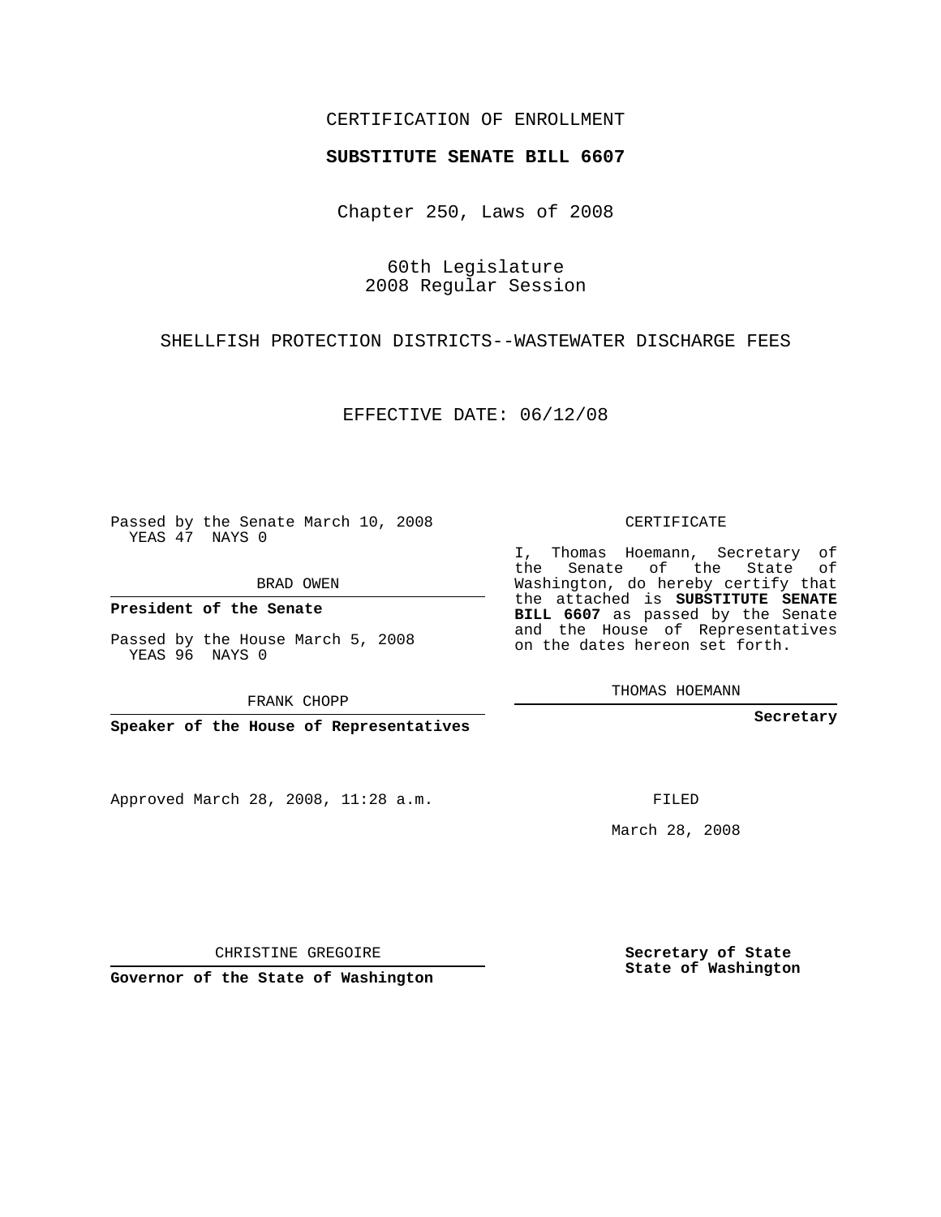CERTIFICATION OF ENROLLMENT

**SUBSTITUTE SENATE BILL 6607**

Chapter 250, Laws of 2008

60th Legislature
2008 Regular Session

SHELLFISH PROTECTION DISTRICTS--WASTEWATER DISCHARGE FEES

EFFECTIVE DATE: 06/12/08

Passed by the Senate March 10, 2008
YEAS 47 NAYS 0

BRAD OWEN

**President of the Senate**

Passed by the House March 5, 2008
YEAS 96 NAYS 0

FRANK CHOPP

**Speaker of the House of Representatives**

Approved March 28, 2008, 11:28 a.m.

CHRISTINE GREGOIRE

**Governor of the State of Washington**

CERTIFICATE

I, Thomas Hoemann, Secretary of the Senate of the State of Washington, do hereby certify that the attached is **SUBSTITUTE SENATE BILL 6607** as passed by the Senate and the House of Representatives on the dates hereon set forth.

THOMAS HOEMANN

**Secretary**

FILED

March 28, 2008

**Secretary of State**
**State of Washington**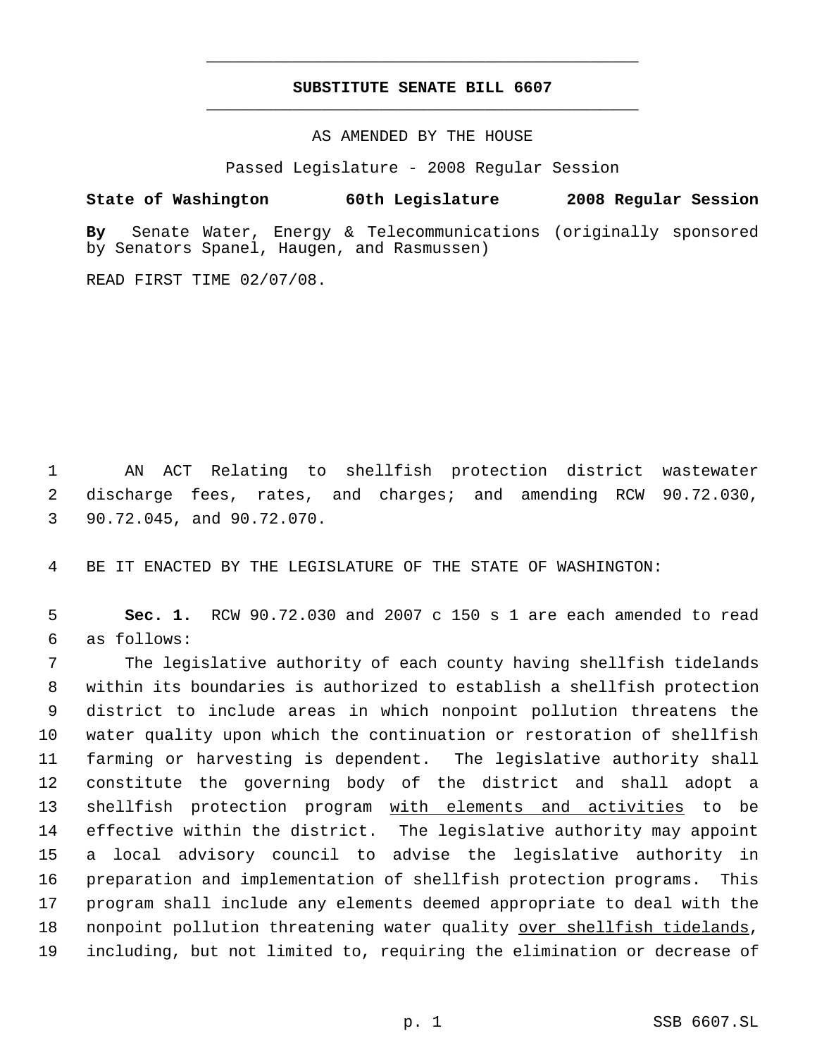# SUBSTITUTE SENATE BILL 6607

AS AMENDED BY THE HOUSE

Passed Legislature - 2008 Regular Session

**State of Washington 60th Legislature 2008 Regular Session**

**By** Senate Water, Energy & Telecommunications (originally sponsored by Senators Spanel, Haugen, and Rasmussen)

READ FIRST TIME 02/07/08.

AN ACT Relating to shellfish protection district wastewater discharge fees, rates, and charges; and amending RCW 90.72.030, 90.72.045, and 90.72.070.

BE IT ENACTED BY THE LEGISLATURE OF THE STATE OF WASHINGTON:

**Sec. 1.** RCW 90.72.030 and 2007 c 150 s 1 are each amended to read as follows:

The legislative authority of each county having shellfish tidelands within its boundaries is authorized to establish a shellfish protection district to include areas in which nonpoint pollution threatens the water quality upon which the continuation or restoration of shellfish farming or harvesting is dependent. The legislative authority shall constitute the governing body of the district and shall adopt a shellfish protection program <u>with elements and activities</u> to be effective within the district. The legislative authority may appoint a local advisory council to advise the legislative authority in preparation and implementation of shellfish protection programs. This program shall include any elements deemed appropriate to deal with the nonpoint pollution threatening water quality <u>over shellfish tidelands</u>, including, but not limited to, requiring the elimination or decrease of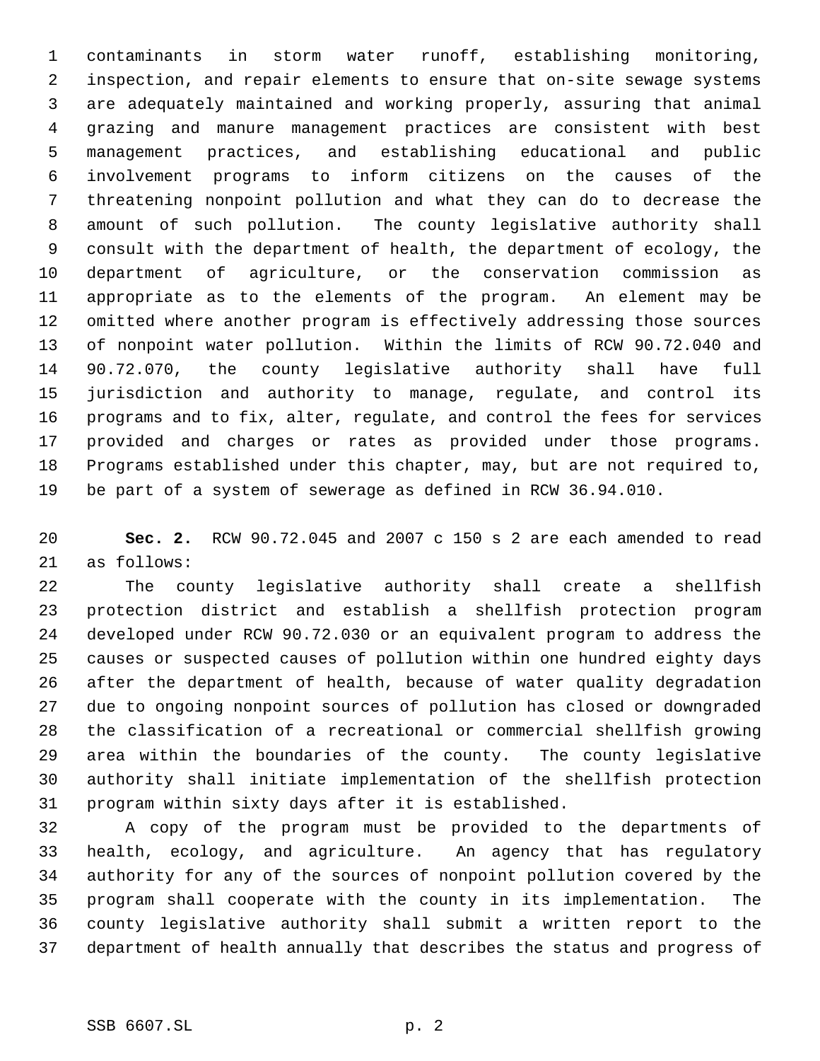contaminants in storm water runoff, establishing monitoring, inspection, and repair elements to ensure that on-site sewage systems are adequately maintained and working properly, assuring that animal grazing and manure management practices are consistent with best management practices, and establishing educational and public involvement programs to inform citizens on the causes of the threatening nonpoint pollution and what they can do to decrease the amount of such pollution. The county legislative authority shall consult with the department of health, the department of ecology, the department of agriculture, or the conservation commission as appropriate as to the elements of the program. An element may be omitted where another program is effectively addressing those sources of nonpoint water pollution. Within the limits of RCW 90.72.040 and 90.72.070, the county legislative authority shall have full jurisdiction and authority to manage, regulate, and control its programs and to fix, alter, regulate, and control the fees for services provided and charges or rates as provided under those programs. Programs established under this chapter, may, but are not required to, be part of a system of sewerage as defined in RCW 36.94.010.

**Sec. 2.** RCW 90.72.045 and 2007 c 150 s 2 are each amended to read as follows:

The county legislative authority shall create a shellfish protection district and establish a shellfish protection program developed under RCW 90.72.030 or an equivalent program to address the causes or suspected causes of pollution within one hundred eighty days after the department of health, because of water quality degradation due to ongoing nonpoint sources of pollution has closed or downgraded the classification of a recreational or commercial shellfish growing area within the boundaries of the county. The county legislative authority shall initiate implementation of the shellfish protection program within sixty days after it is established.

A copy of the program must be provided to the departments of health, ecology, and agriculture. An agency that has regulatory authority for any of the sources of nonpoint pollution covered by the program shall cooperate with the county in its implementation. The county legislative authority shall submit a written report to the department of health annually that describes the status and progress of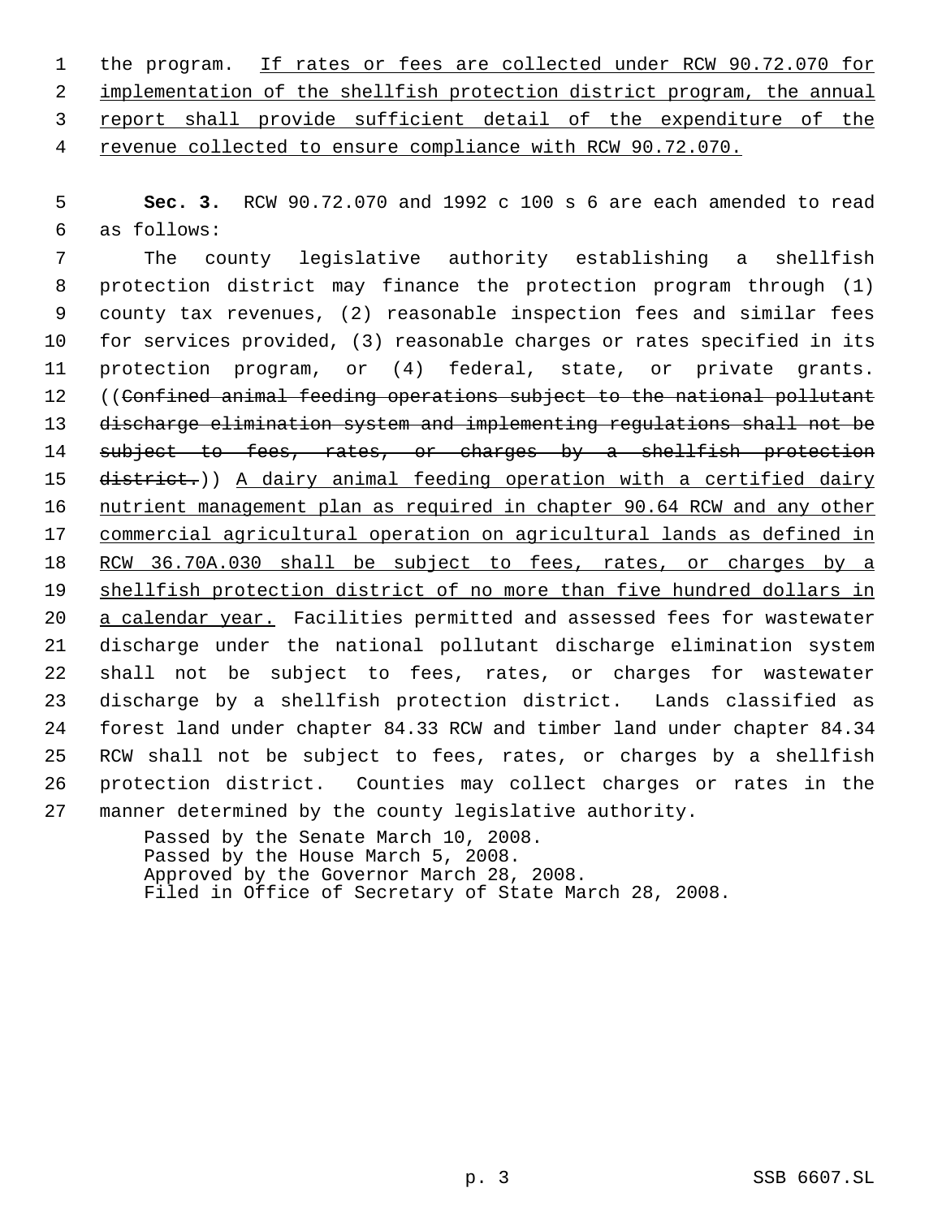the program. If rates or fees are collected under RCW 90.72.070 for implementation of the shellfish protection district program, the annual report shall provide sufficient detail of the expenditure of the revenue collected to ensure compliance with RCW 90.72.070.

**Sec. 3.** RCW 90.72.070 and 1992 c 100 s 6 are each amended to read as follows:

The county legislative authority establishing a shellfish protection district may finance the protection program through (1) county tax revenues, (2) reasonable inspection fees and similar fees for services provided, (3) reasonable charges or rates specified in its protection program, or (4) federal, state, or private grants. ((~~Confined animal feeding operations subject to the national pollutant discharge elimination system and implementing regulations shall not be subject to fees, rates, or charges by a shellfish protection district.~~)) A dairy animal feeding operation with a certified dairy nutrient management plan as required in chapter 90.64 RCW and any other commercial agricultural operation on agricultural lands as defined in RCW 36.70A.030 shall be subject to fees, rates, or charges by a shellfish protection district of no more than five hundred dollars in a calendar year. Facilities permitted and assessed fees for wastewater discharge under the national pollutant discharge elimination system shall not be subject to fees, rates, or charges for wastewater discharge by a shellfish protection district. Lands classified as forest land under chapter 84.33 RCW and timber land under chapter 84.34 RCW shall not be subject to fees, rates, or charges by a shellfish protection district. Counties may collect charges or rates in the manner determined by the county legislative authority.

Passed by the Senate March 10, 2008.
Passed by the House March 5, 2008.
Approved by the Governor March 28, 2008.
Filed in Office of Secretary of State March 28, 2008.